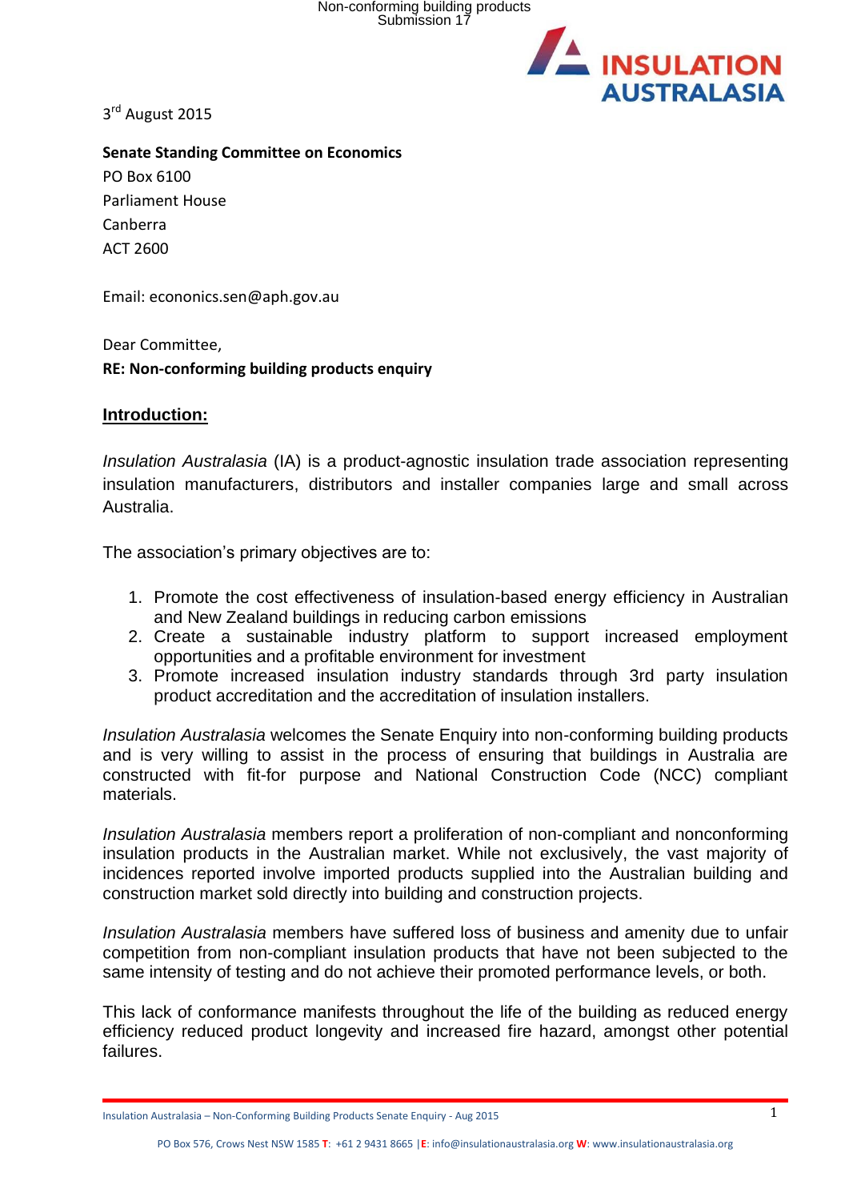3rd August 2015

**Senate Standing Committee on Economics**
PO Box 6100
Parliament House
Canberra
ACT 2600

Email: econonics.sen@aph.gov.au

Dear Committee,
**RE: Non-conforming building products enquiry**

## Introduction:

*Insulation Australasia* (IA) is a product-agnostic insulation trade association representing insulation manufacturers, distributors and installer companies large and small across Australia.

The association's primary objectives are to:

1. Promote the cost effectiveness of insulation-based energy efficiency in Australian and New Zealand buildings in reducing carbon emissions
2. Create a sustainable industry platform to support increased employment opportunities and a profitable environment for investment
3. Promote increased insulation industry standards through 3rd party insulation product accreditation and the accreditation of insulation installers.

*Insulation Australasia* welcomes the Senate Enquiry into non-conforming building products and is very willing to assist in the process of ensuring that buildings in Australia are constructed with fit-for purpose and National Construction Code (NCC) compliant materials.

*Insulation Australasia* members report a proliferation of non-compliant and nonconforming insulation products in the Australian market. While not exclusively, the vast majority of incidences reported involve imported products supplied into the Australian building and construction market sold directly into building and construction projects.

*Insulation Australasia* members have suffered loss of business and amenity due to unfair competition from non-compliant insulation products that have not been subjected to the same intensity of testing and do not achieve their promoted performance levels, or both.

This lack of conformance manifests throughout the life of the building as reduced energy efficiency reduced product longevity and increased fire hazard, amongst other potential failures.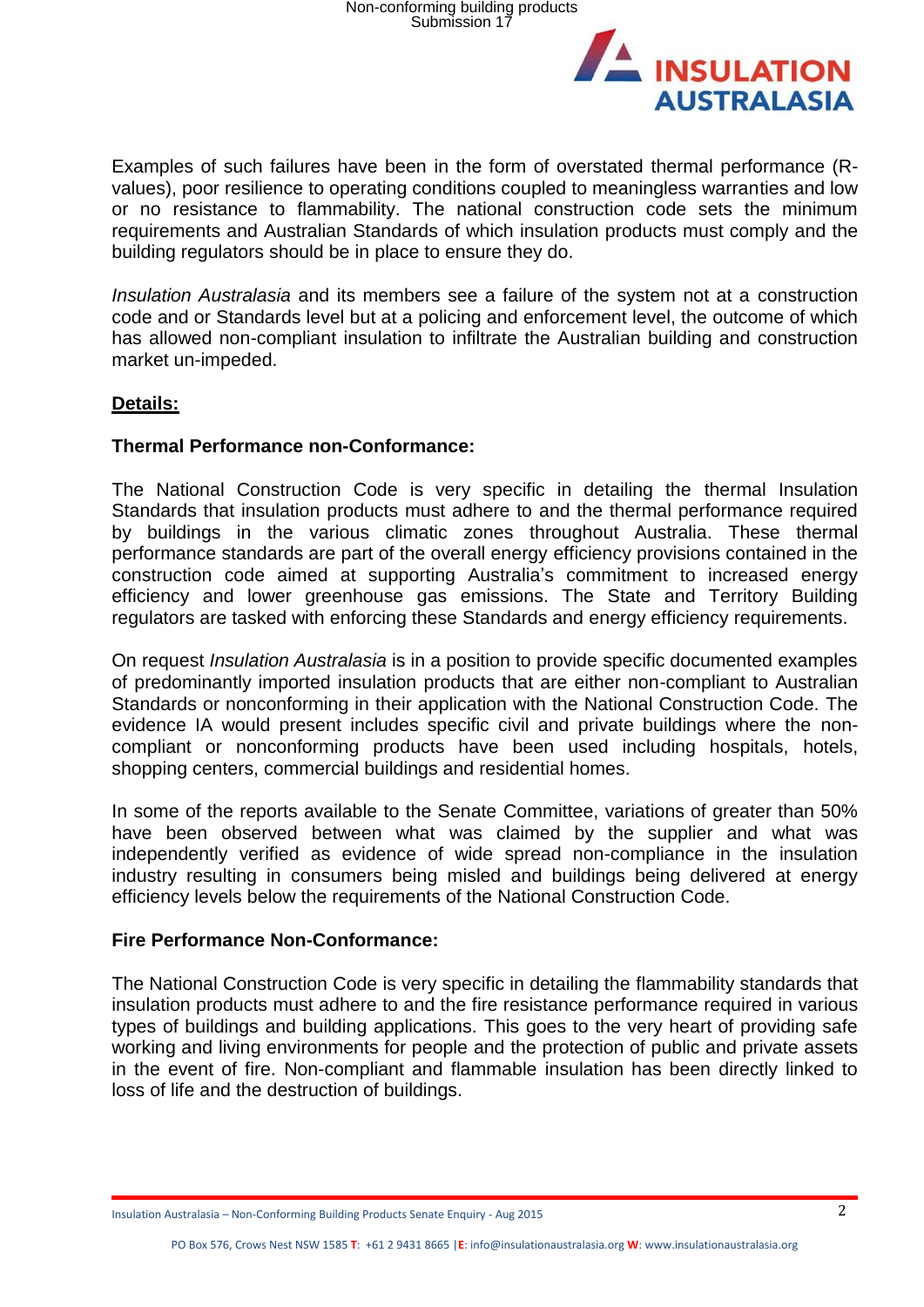Examples of such failures have been in the form of overstated thermal performance (R-values), poor resilience to operating conditions coupled to meaningless warranties and low or no resistance to flammability. The national construction code sets the minimum requirements and Australian Standards of which insulation products must comply and the building regulators should be in place to ensure they do.

*Insulation Australasia* and its members see a failure of the system not at a construction code and or Standards level but at a policing and enforcement level, the outcome of which has allowed non-compliant insulation to infiltrate the Australian building and construction market un-impeded.

**Details:**

**Thermal Performance non-Conformance:**

The National Construction Code is very specific in detailing the thermal Insulation Standards that insulation products must adhere to and the thermal performance required by buildings in the various climatic zones throughout Australia. These thermal performance standards are part of the overall energy efficiency provisions contained in the construction code aimed at supporting Australia's commitment to increased energy efficiency and lower greenhouse gas emissions. The State and Territory Building regulators are tasked with enforcing these Standards and energy efficiency requirements.

On request *Insulation Australasia* is in a position to provide specific documented examples of predominantly imported insulation products that are either non-compliant to Australian Standards or nonconforming in their application with the National Construction Code. The evidence IA would present includes specific civil and private buildings where the non-compliant or nonconforming products have been used including hospitals, hotels, shopping centers, commercial buildings and residential homes.

In some of the reports available to the Senate Committee, variations of greater than 50% have been observed between what was claimed by the supplier and what was independently verified as evidence of wide spread non-compliance in the insulation industry resulting in consumers being misled and buildings being delivered at energy efficiency levels below the requirements of the National Construction Code.

**Fire Performance Non-Conformance:**

The National Construction Code is very specific in detailing the flammability standards that insulation products must adhere to and the fire resistance performance required in various types of buildings and building applications. This goes to the very heart of providing safe working and living environments for people and the protection of public and private assets in the event of fire. Non-compliant and flammable insulation has been directly linked to loss of life and the destruction of buildings.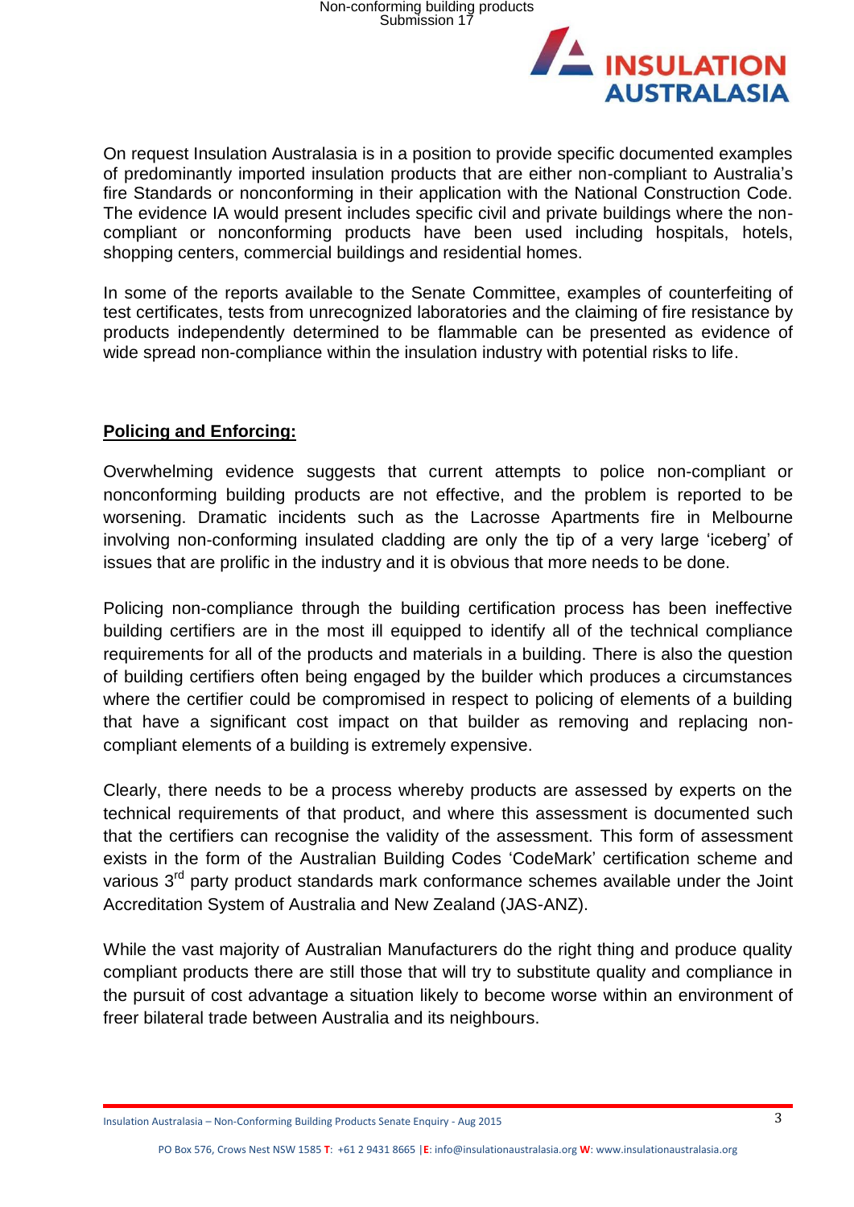On request Insulation Australasia is in a position to provide specific documented examples of predominantly imported insulation products that are either non-compliant to Australia's fire Standards or nonconforming in their application with the National Construction Code. The evidence IA would present includes specific civil and private buildings where the non-compliant or nonconforming products have been used including hospitals, hotels, shopping centers, commercial buildings and residential homes.

In some of the reports available to the Senate Committee, examples of counterfeiting of test certificates, tests from unrecognized laboratories and the claiming of fire resistance by products independently determined to be flammable can be presented as evidence of wide spread non-compliance within the insulation industry with potential risks to life.

## Policing and Enforcing:

Overwhelming evidence suggests that current attempts to police non-compliant or nonconforming building products are not effective, and the problem is reported to be worsening. Dramatic incidents such as the Lacrosse Apartments fire in Melbourne involving non-conforming insulated cladding are only the tip of a very large 'iceberg' of issues that are prolific in the industry and it is obvious that more needs to be done.

Policing non-compliance through the building certification process has been ineffective building certifiers are in the most ill equipped to identify all of the technical compliance requirements for all of the products and materials in a building. There is also the question of building certifiers often being engaged by the builder which produces a circumstances where the certifier could be compromised in respect to policing of elements of a building that have a significant cost impact on that builder as removing and replacing non-compliant elements of a building is extremely expensive.

Clearly, there needs to be a process whereby products are assessed by experts on the technical requirements of that product, and where this assessment is documented such that the certifiers can recognise the validity of the assessment. This form of assessment exists in the form of the Australian Building Codes 'CodeMark' certification scheme and various 3rd party product standards mark conformance schemes available under the Joint Accreditation System of Australia and New Zealand (JAS-ANZ).

While the vast majority of Australian Manufacturers do the right thing and produce quality compliant products there are still those that will try to substitute quality and compliance in the pursuit of cost advantage a situation likely to become worse within an environment of freer bilateral trade between Australia and its neighbours.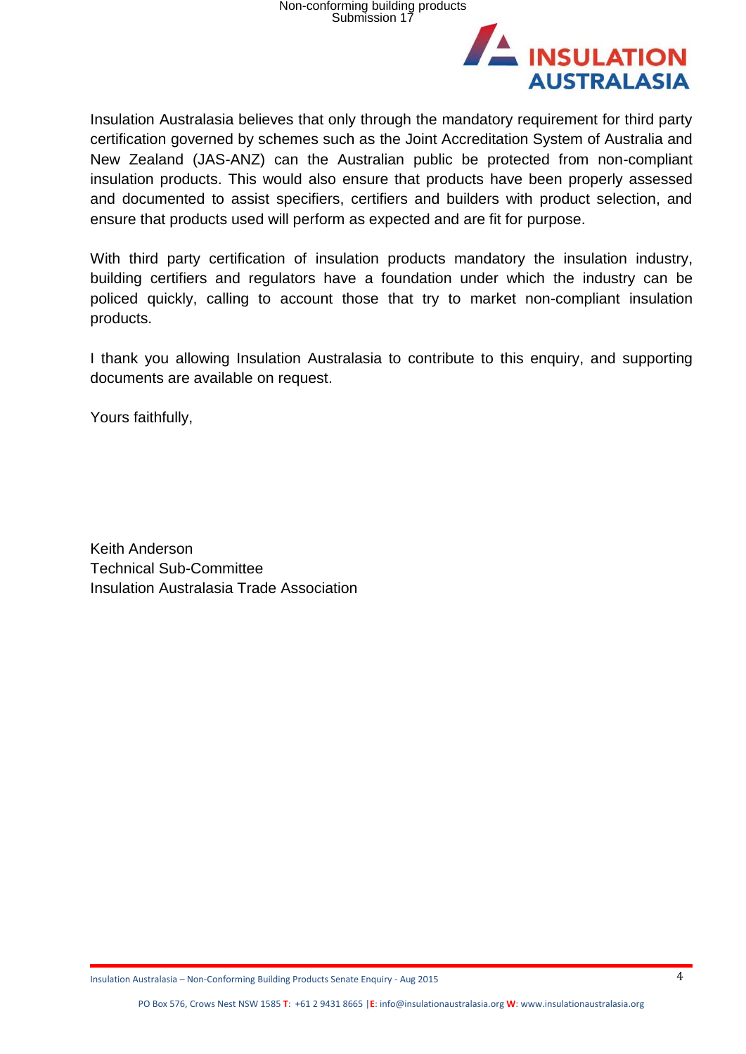Insulation Australasia believes that only through the mandatory requirement for third party certification governed by schemes such as the Joint Accreditation System of Australia and New Zealand (JAS-ANZ) can the Australian public be protected from non-compliant insulation products. This would also ensure that products have been properly assessed and documented to assist specifiers, certifiers and builders with product selection, and ensure that products used will perform as expected and are fit for purpose.

With third party certification of insulation products mandatory the insulation industry, building certifiers and regulators have a foundation under which the industry can be policed quickly, calling to account those that try to market non-compliant insulation products.

I thank you allowing Insulation Australasia to contribute to this enquiry, and supporting documents are available on request.

Yours faithfully,

Keith Anderson
Technical Sub-Committee
Insulation Australasia Trade Association